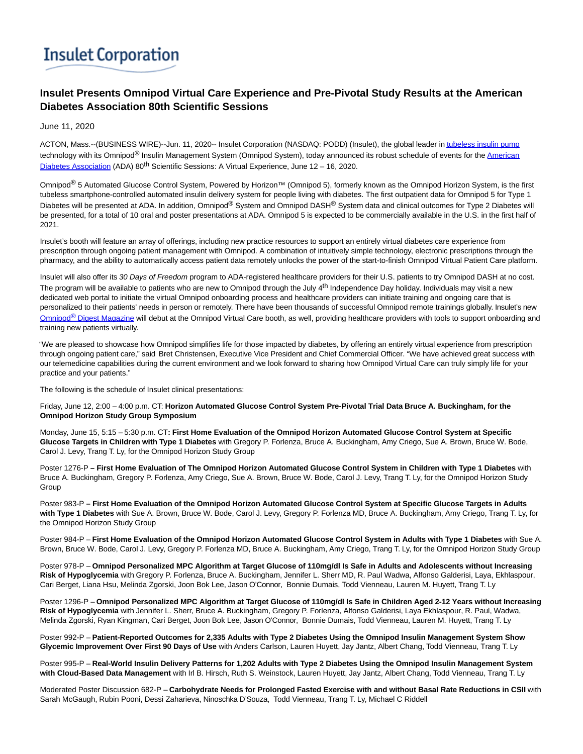Insulet Corporation

# Insulet Presents Omnipod Virtual Care Experience and Pre-Pivotal Study Results at the American Diabetes Association 80th Scientific Sessions

June 11, 2020

ACTON, Mass.--(BUSINESS WIRE)--Jun. 11, 2020-- Insulet Corporation (NASDAQ: PODD) (Insulet), the global leader in tubeless insulin pump technology with its Omnipod® Insulin Management System (Omnipod System), today announced its robust schedule of events for the American Diabetes Association (ADA) 80th Scientific Sessions: A Virtual Experience, June 12 – 16, 2020.

Omnipod® 5 Automated Glucose Control System, Powered by Horizon™ (Omnipod 5), formerly known as the Omnipod Horizon System, is the first tubeless smartphone-controlled automated insulin delivery system for people living with diabetes. The first outpatient data for Omnipod 5 for Type 1 Diabetes will be presented at ADA. In addition, Omnipod® System and Omnipod DASH® System data and clinical outcomes for Type 2 Diabetes will be presented, for a total of 10 oral and poster presentations at ADA. Omnipod 5 is expected to be commercially available in the U.S. in the first half of 2021.

Insulet's booth will feature an array of offerings, including new practice resources to support an entirely virtual diabetes care experience from prescription through ongoing patient management with Omnipod. A combination of intuitively simple technology, electronic prescriptions through the pharmacy, and the ability to automatically access patient data remotely unlocks the power of the start-to-finish Omnipod Virtual Patient Care platform.

Insulet will also offer its *30 Days of Freedom* program to ADA-registered healthcare providers for their U.S. patients to try Omnipod DASH at no cost. The program will be available to patients who are new to Omnipod through the July 4th Independence Day holiday. Individuals may visit a new dedicated web portal to initiate the virtual Omnipod onboarding process and healthcare providers can initiate training and ongoing care that is personalized to their patients' needs in person or remotely. There have been thousands of successful Omnipod remote trainings globally. Insulet's new Omnipod® Digest Magazine will debut at the Omnipod Virtual Care booth, as well, providing healthcare providers with tools to support onboarding and training new patients virtually.

"We are pleased to showcase how Omnipod simplifies life for those impacted by diabetes, by offering an entirely virtual experience from prescription through ongoing patient care," said Bret Christensen, Executive Vice President and Chief Commercial Officer. "We have achieved great success with our telemedicine capabilities during the current environment and we look forward to sharing how Omnipod Virtual Care can truly simply life for your practice and your patients."

The following is the schedule of Insulet clinical presentations:

Friday, June 12, 2:00 – 4:00 p.m. CT: **Horizon Automated Glucose Control System Pre-Pivotal Trial Data Bruce A. Buckingham, for the Omnipod Horizon Study Group Symposium**

Monday, June 15, 5:15 – 5:30 p.m. CT**: First Home Evaluation of the Omnipod Horizon Automated Glucose Control System at Specific Glucose Targets in Children with Type 1 Diabetes** with Gregory P. Forlenza, Bruce A. Buckingham, Amy Criego, Sue A. Brown, Bruce W. Bode, Carol J. Levy, Trang T. Ly, for the Omnipod Horizon Study Group

Poster 1276-P **– First Home Evaluation of The Omnipod Horizon Automated Glucose Control System in Children with Type 1 Diabetes** with Bruce A. Buckingham, Gregory P. Forlenza, Amy Criego, Sue A. Brown, Bruce W. Bode, Carol J. Levy, Trang T. Ly, for the Omnipod Horizon Study Group

Poster 983-P **– First Home Evaluation of the Omnipod Horizon Automated Glucose Control System at Specific Glucose Targets in Adults with Type 1 Diabetes** with Sue A. Brown, Bruce W. Bode, Carol J. Levy, Gregory P. Forlenza MD, Bruce A. Buckingham, Amy Criego, Trang T. Ly, for the Omnipod Horizon Study Group

Poster 984-P – **First Home Evaluation of the Omnipod Horizon Automated Glucose Control System in Adults with Type 1 Diabetes** with Sue A. Brown, Bruce W. Bode, Carol J. Levy, Gregory P. Forlenza MD, Bruce A. Buckingham, Amy Criego, Trang T. Ly, for the Omnipod Horizon Study Group

Poster 978-P – **Omnipod Personalized MPC Algorithm at Target Glucose of 110mg/dl Is Safe in Adults and Adolescents without Increasing Risk of Hypoglycemia** with Gregory P. Forlenza, Bruce A. Buckingham, Jennifer L. Sherr MD, R. Paul Wadwa, Alfonso Galderisi, Laya, Ekhlaspour, Cari Berget, Liana Hsu, Melinda Zgorski, Joon Bok Lee, Jason O'Connor, Bonnie Dumais, Todd Vienneau, Lauren M. Huyett, Trang T. Ly

Poster 1296-P – **Omnipod Personalized MPC Algorithm at Target Glucose of 110mg/dl Is Safe in Children Aged 2-12 Years without Increasing Risk of Hypoglycemia** with Jennifer L. Sherr, Bruce A. Buckingham, Gregory P. Forlenza, Alfonso Galderisi, Laya Ekhlaspour, R. Paul, Wadwa, Melinda Zgorski, Ryan Kingman, Cari Berget, Joon Bok Lee, Jason O'Connor, Bonnie Dumais, Todd Vienneau, Lauren M. Huyett, Trang T. Ly

Poster 992-P – **Patient-Reported Outcomes for 2,335 Adults with Type 2 Diabetes Using the Omnipod Insulin Management System Show Glycemic Improvement Over First 90 Days of Use** with Anders Carlson, Lauren Huyett, Jay Jantz, Albert Chang, Todd Vienneau, Trang T. Ly

Poster 995-P – **Real-World Insulin Delivery Patterns for 1,202 Adults with Type 2 Diabetes Using the Omnipod Insulin Management System with Cloud-Based Data Management** with Irl B. Hirsch, Ruth S. Weinstock, Lauren Huyett, Jay Jantz, Albert Chang, Todd Vienneau, Trang T. Ly

Moderated Poster Discussion 682-P – **Carbohydrate Needs for Prolonged Fasted Exercise with and without Basal Rate Reductions in CSII** with Sarah McGaugh, Rubin Pooni, Dessi Zaharieva, Ninoschka D'Souza, Todd Vienneau, Trang T. Ly, Michael C Riddell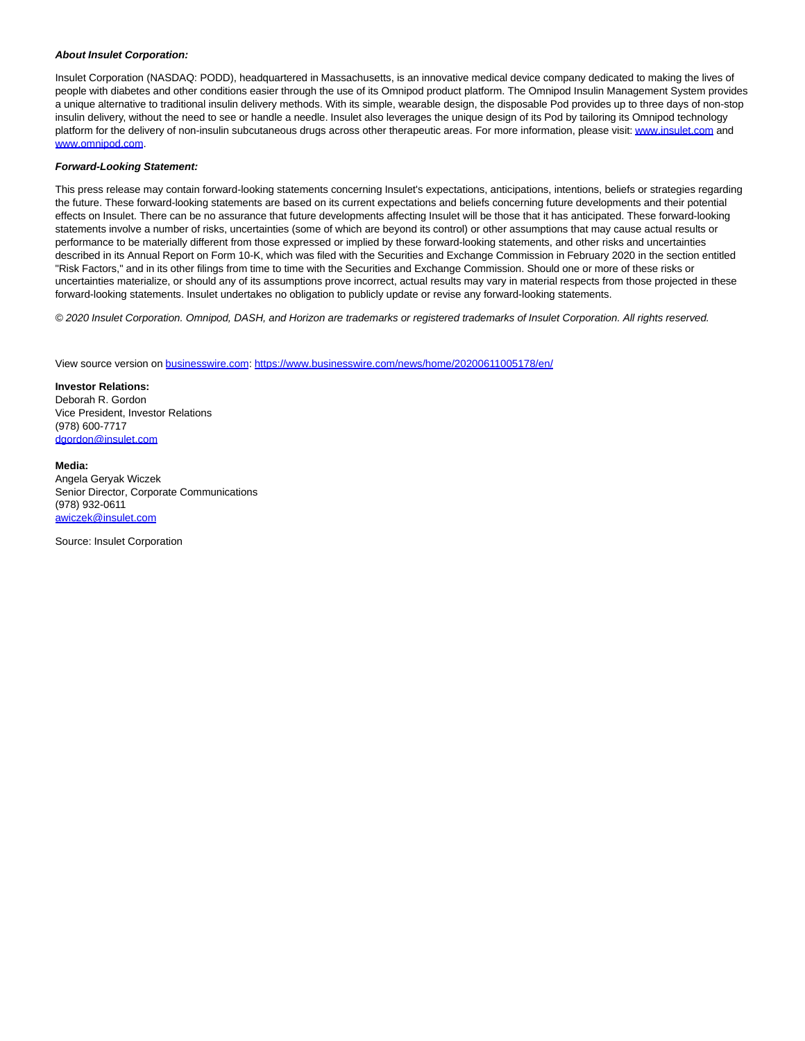***About Insulet Corporation:***

Insulet Corporation (NASDAQ: PODD), headquartered in Massachusetts, is an innovative medical device company dedicated to making the lives of people with diabetes and other conditions easier through the use of its Omnipod product platform. The Omnipod Insulin Management System provides a unique alternative to traditional insulin delivery methods. With its simple, wearable design, the disposable Pod provides up to three days of non-stop insulin delivery, without the need to see or handle a needle. Insulet also leverages the unique design of its Pod by tailoring its Omnipod technology platform for the delivery of non-insulin subcutaneous drugs across other therapeutic areas. For more information, please visit: [www.insulet.com](www.insulet.com) and [www.omnipod.com](www.omnipod.com).

***Forward-Looking Statement:***

This press release may contain forward-looking statements concerning Insulet's expectations, anticipations, intentions, beliefs or strategies regarding the future. These forward-looking statements are based on its current expectations and beliefs concerning future developments and their potential effects on Insulet. There can be no assurance that future developments affecting Insulet will be those that it has anticipated. These forward-looking statements involve a number of risks, uncertainties (some of which are beyond its control) or other assumptions that may cause actual results or performance to be materially different from those expressed or implied by these forward-looking statements, and other risks and uncertainties described in its Annual Report on Form 10-K, which was filed with the Securities and Exchange Commission in February 2020 in the section entitled "Risk Factors," and in its other filings from time to time with the Securities and Exchange Commission. Should one or more of these risks or uncertainties materialize, or should any of its assumptions prove incorrect, actual results may vary in material respects from those projected in these forward-looking statements. Insulet undertakes no obligation to publicly update or revise any forward-looking statements.

*© 2020 Insulet Corporation. Omnipod, DASH, and Horizon are trademarks or registered trademarks of Insulet Corporation. All rights reserved.*

View source version on [businesswire.com](businesswire.com): [https://www.businesswire.com/news/home/20200611005178/en/](https://www.businesswire.com/news/home/20200611005178/en/)

**Investor Relations:**
Deborah R. Gordon
Vice President, Investor Relations
(978) 600-7717
[dgordon@insulet.com](mailto:dgordon@insulet.com)

**Media:**
Angela Geryak Wiczek
Senior Director, Corporate Communications
(978) 932-0611
[awiczek@insulet.com](mailto:awiczek@insulet.com)

Source: Insulet Corporation